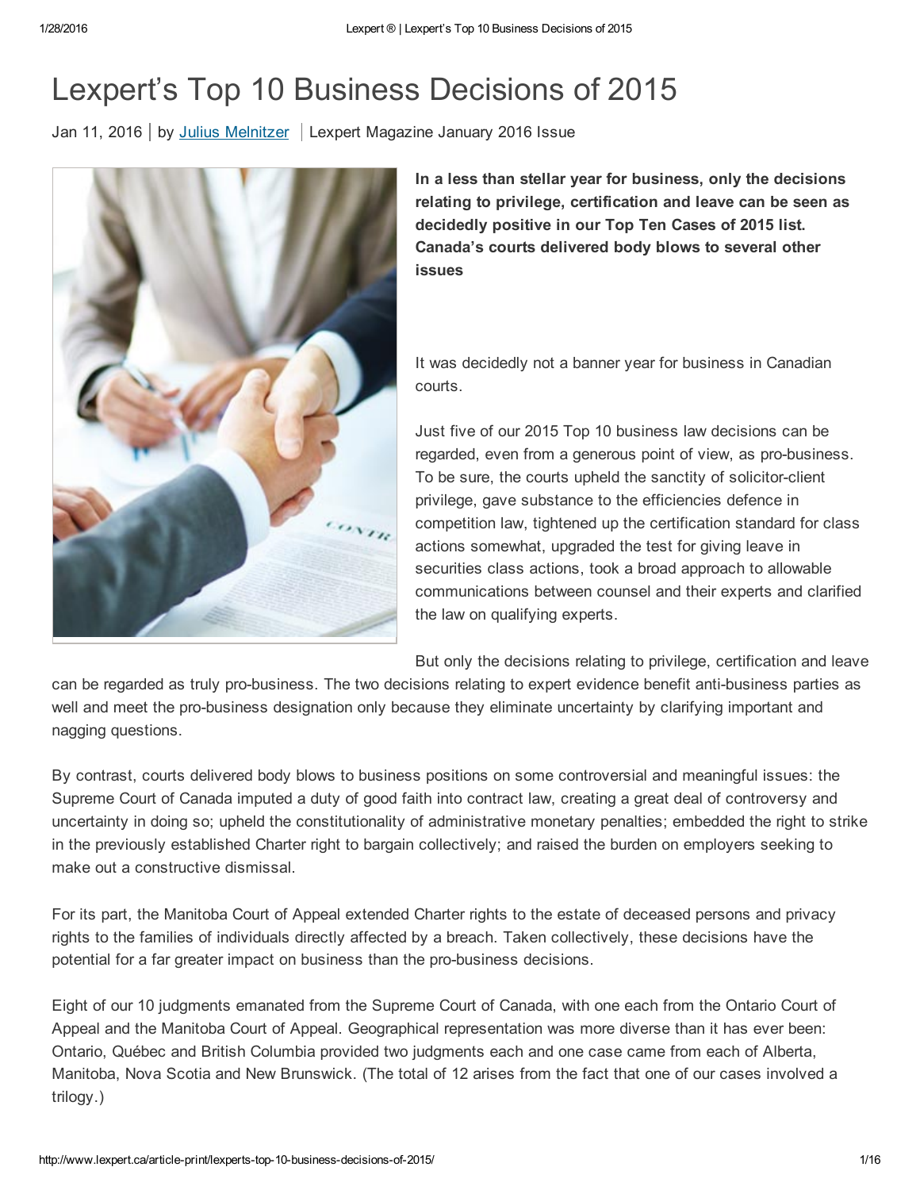# Lexpert's Top 10 Business Decisions of 2015

Jan 11, 2016 | by Julius Melnitzer | Lexpert Magazine January 2016 Issue

**In a less than stellar year for business, only the decisions relating to privilege, certification and leave can be seen as decidedly positive in our Top Ten Cases of 2015 list. Canada's courts delivered body blows to several other issues**

It was decidedly not a banner year for business in Canadian courts.

Just five of our 2015 Top 10 business law decisions can be regarded, even from a generous point of view, as pro-business. To be sure, the courts upheld the sanctity of solicitor-client privilege, gave substance to the efficiencies defence in competition law, tightened up the certification standard for class actions somewhat, upgraded the test for giving leave in securities class actions, took a broad approach to allowable communications between counsel and their experts and clarified the law on qualifying experts.

But only the decisions relating to privilege, certification and leave can be regarded as truly pro-business. The two decisions relating to expert evidence benefit anti-business parties as well and meet the pro-business designation only because they eliminate uncertainty by clarifying important and nagging questions.

By contrast, courts delivered body blows to business positions on some controversial and meaningful issues: the Supreme Court of Canada imputed a duty of good faith into contract law, creating a great deal of controversy and uncertainty in doing so; upheld the constitutionality of administrative monetary penalties; embedded the right to strike in the previously established Charter right to bargain collectively; and raised the burden on employers seeking to make out a constructive dismissal.

For its part, the Manitoba Court of Appeal extended Charter rights to the estate of deceased persons and privacy rights to the families of individuals directly affected by a breach. Taken collectively, these decisions have the potential for a far greater impact on business than the pro-business decisions.

Eight of our 10 judgments emanated from the Supreme Court of Canada, with one each from the Ontario Court of Appeal and the Manitoba Court of Appeal. Geographical representation was more diverse than it has ever been: Ontario, Québec and British Columbia provided two judgments each and one case came from each of Alberta, Manitoba, Nova Scotia and New Brunswick. (The total of 12 arises from the fact that one of our cases involved a trilogy.)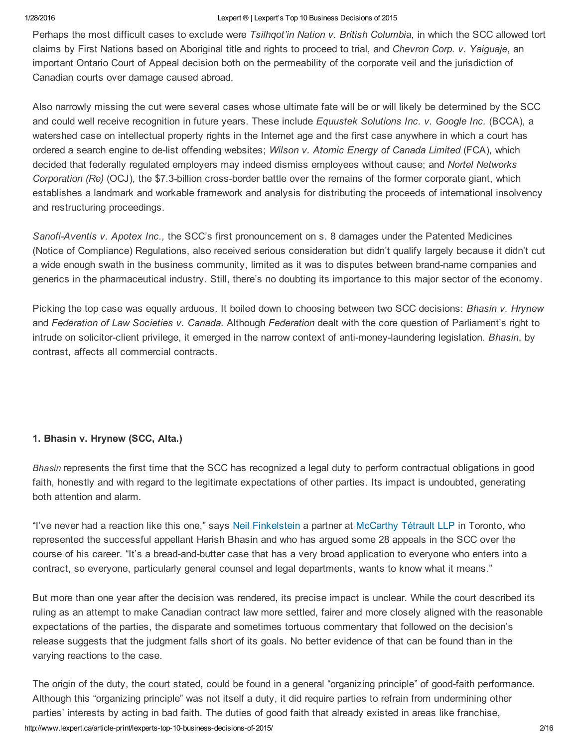Perhaps the most difficult cases to exclude were *Tsilhqot'in Nation v. British Columbia*, in which the SCC allowed tort claims by First Nations based on Aboriginal title and rights to proceed to trial, and *Chevron Corp. v. Yaiguaje*, an important Ontario Court of Appeal decision both on the permeability of the corporate veil and the jurisdiction of Canadian courts over damage caused abroad.

Also narrowly missing the cut were several cases whose ultimate fate will be or will likely be determined by the SCC and could well receive recognition in future years. These include *Equustek Solutions Inc. v. Google Inc.* (BCCA), a watershed case on intellectual property rights in the Internet age and the first case anywhere in which a court has ordered a search engine to de-list offending websites; *Wilson v. Atomic Energy of Canada Limited* (FCA), which decided that federally regulated employers may indeed dismiss employees without cause; and *Nortel Networks Corporation (Re)* (OCJ), the $7.3-billion cross-border battle over the remains of the former corporate giant, which establishes a landmark and workable framework and analysis for distributing the proceeds of international insolvency and restructuring proceedings.

*Sanofi-Aventis v. Apotex Inc.,* the SCC's first pronouncement on s. 8 damages under the Patented Medicines (Notice of Compliance) Regulations, also received serious consideration but didn't qualify largely because it didn't cut a wide enough swath in the business community, limited as it was to disputes between brand-name companies and generics in the pharmaceutical industry. Still, there's no doubting its importance to this major sector of the economy.

Picking the top case was equally arduous. It boiled down to choosing between two SCC decisions: *Bhasin v. Hrynew* and *Federation of Law Societies v. Canada*. Although *Federation* dealt with the core question of Parliament's right to intrude on solicitor-client privilege, it emerged in the narrow context of anti-money-laundering legislation. *Bhasin*, by contrast, affects all commercial contracts.

### 1. Bhasin v. Hrynew (SCC, Alta.)

*Bhasin* represents the first time that the SCC has recognized a legal duty to perform contractual obligations in good faith, honestly and with regard to the legitimate expectations of other parties. Its impact is undoubted, generating both attention and alarm.

"I've never had a reaction like this one," says Neil Finkelstein a partner at McCarthy Tétrault LLP in Toronto, who represented the successful appellant Harish Bhasin and who has argued some 28 appeals in the SCC over the course of his career. "It's a bread-and-butter case that has a very broad application to everyone who enters into a contract, so everyone, particularly general counsel and legal departments, wants to know what it means."

But more than one year after the decision was rendered, its precise impact is unclear. While the court described its ruling as an attempt to make Canadian contract law more settled, fairer and more closely aligned with the reasonable expectations of the parties, the disparate and sometimes tortuous commentary that followed on the decision's release suggests that the judgment falls short of its goals. No better evidence of that can be found than in the varying reactions to the case.

The origin of the duty, the court stated, could be found in a general "organizing principle" of good-faith performance. Although this "organizing principle" was not itself a duty, it did require parties to refrain from undermining other parties' interests by acting in bad faith. The duties of good faith that already existed in areas like franchise,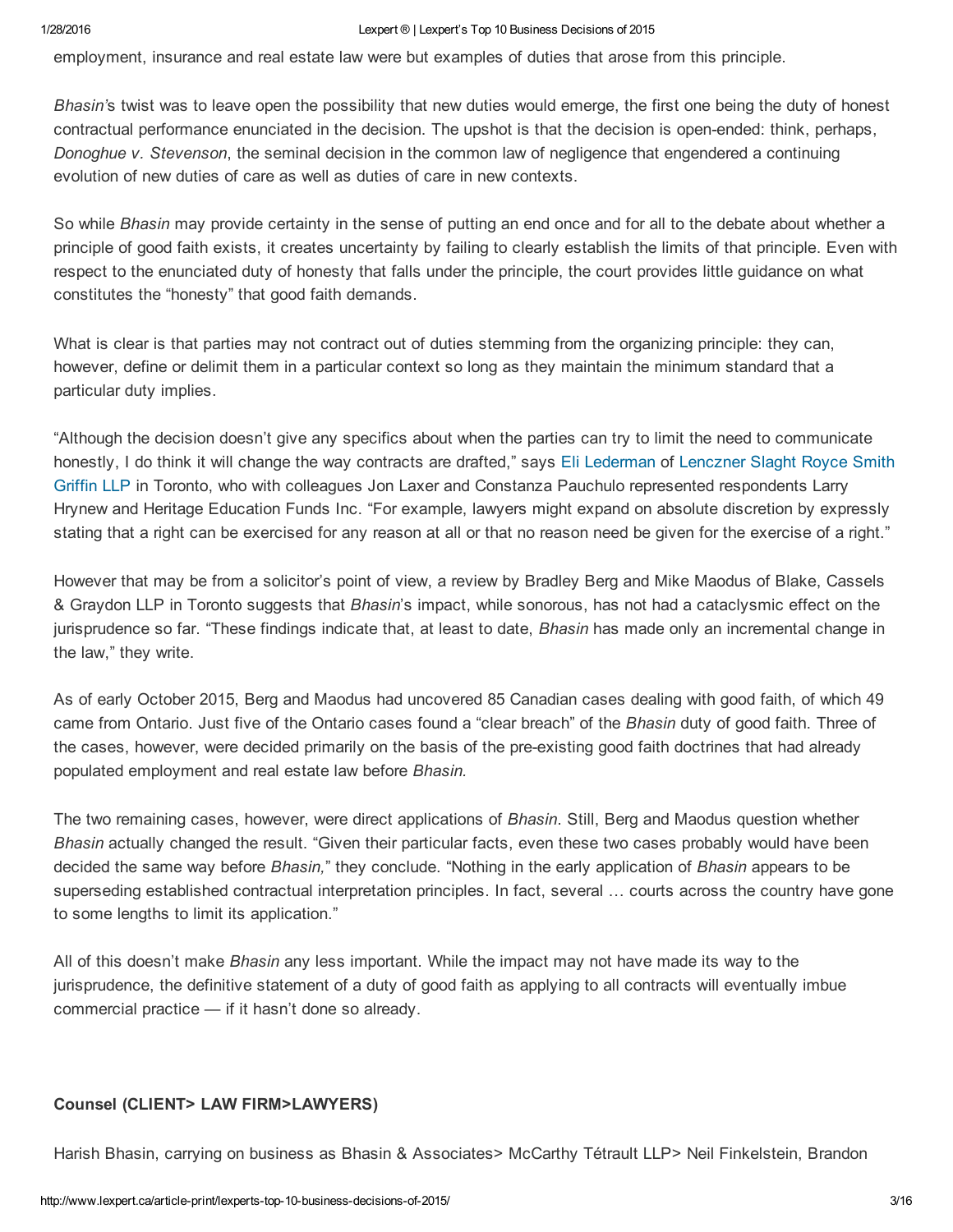employment, insurance and real estate law were but examples of duties that arose from this principle.

*Bhasin*'s twist was to leave open the possibility that new duties would emerge, the first one being the duty of honest contractual performance enunciated in the decision. The upshot is that the decision is open-ended: think, perhaps, *Donoghue v. Stevenson*, the seminal decision in the common law of negligence that engendered a continuing evolution of new duties of care as well as duties of care in new contexts.

So while *Bhasin* may provide certainty in the sense of putting an end once and for all to the debate about whether a principle of good faith exists, it creates uncertainty by failing to clearly establish the limits of that principle. Even with respect to the enunciated duty of honesty that falls under the principle, the court provides little guidance on what constitutes the "honesty" that good faith demands.

What is clear is that parties may not contract out of duties stemming from the organizing principle: they can, however, define or delimit them in a particular context so long as they maintain the minimum standard that a particular duty implies.

"Although the decision doesn't give any specifics about when the parties can try to limit the need to communicate honestly, I do think it will change the way contracts are drafted," says Eli Lederman of Lenczner Slaght Royce Smith Griffin LLP in Toronto, who with colleagues Jon Laxer and Constanza Pauchulo represented respondents Larry Hrynew and Heritage Education Funds Inc. "For example, lawyers might expand on absolute discretion by expressly stating that a right can be exercised for any reason at all or that no reason need be given for the exercise of a right."

However that may be from a solicitor's point of view, a review by Bradley Berg and Mike Maodus of Blake, Cassels & Graydon LLP in Toronto suggests that *Bhasin*'s impact, while sonorous, has not had a cataclysmic effect on the jurisprudence so far. "These findings indicate that, at least to date, *Bhasin* has made only an incremental change in the law," they write.

As of early October 2015, Berg and Maodus had uncovered 85 Canadian cases dealing with good faith, of which 49 came from Ontario. Just five of the Ontario cases found a "clear breach" of the *Bhasin* duty of good faith. Three of the cases, however, were decided primarily on the basis of the pre-existing good faith doctrines that had already populated employment and real estate law before *Bhasin.*

The two remaining cases, however, were direct applications of *Bhasin*. Still, Berg and Maodus question whether *Bhasin* actually changed the result. "Given their particular facts, even these two cases probably would have been decided the same way before *Bhasin,*" they conclude. "Nothing in the early application of *Bhasin* appears to be superseding established contractual interpretation principles. In fact, several … courts across the country have gone to some lengths to limit its application."

All of this doesn't make *Bhasin* any less important. While the impact may not have made its way to the jurisprudence, the definitive statement of a duty of good faith as applying to all contracts will eventually imbue commercial practice — if it hasn't done so already.

**Counsel (CLIENT> LAW FIRM>LAWYERS)**

Harish Bhasin, carrying on business as Bhasin & Associates> McCarthy Tétrault LLP> Neil Finkelstein, Brandon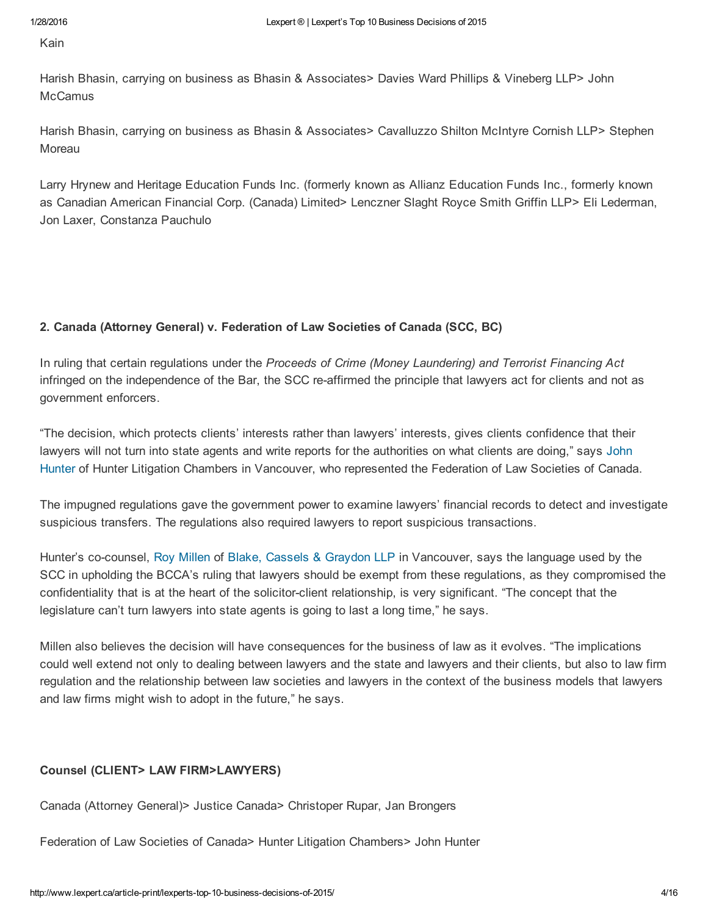Kain

Harish Bhasin, carrying on business as Bhasin & Associates> Davies Ward Phillips & Vineberg LLP> John McCamus

Harish Bhasin, carrying on business as Bhasin & Associates> Cavalluzzo Shilton McIntyre Cornish LLP> Stephen Moreau

Larry Hrynew and Heritage Education Funds Inc. (formerly known as Allianz Education Funds Inc., formerly known as Canadian American Financial Corp. (Canada) Limited> Lenczner Slaght Royce Smith Griffin LLP> Eli Lederman, Jon Laxer, Constanza Pauchulo

**2. Canada (Attorney General) v. Federation of Law Societies of Canada (SCC, BC)**

In ruling that certain regulations under the *Proceeds of Crime (Money Laundering) and Terrorist Financing Act* infringed on the independence of the Bar, the SCC re-affirmed the principle that lawyers act for clients and not as government enforcers.

"The decision, which protects clients' interests rather than lawyers' interests, gives clients confidence that their lawyers will not turn into state agents and write reports for the authorities on what clients are doing," says John Hunter of Hunter Litigation Chambers in Vancouver, who represented the Federation of Law Societies of Canada.

The impugned regulations gave the government power to examine lawyers' financial records to detect and investigate suspicious transfers. The regulations also required lawyers to report suspicious transactions.

Hunter's co-counsel, Roy Millen of Blake, Cassels & Graydon LLP in Vancouver, says the language used by the SCC in upholding the BCCA's ruling that lawyers should be exempt from these regulations, as they compromised the confidentiality that is at the heart of the solicitor-client relationship, is very significant. "The concept that the legislature can't turn lawyers into state agents is going to last a long time," he says.

Millen also believes the decision will have consequences for the business of law as it evolves. "The implications could well extend not only to dealing between lawyers and the state and lawyers and their clients, but also to law firm regulation and the relationship between law societies and lawyers in the context of the business models that lawyers and law firms might wish to adopt in the future," he says.

**Counsel (CLIENT> LAW FIRM>LAWYERS)**

Canada (Attorney General)> Justice Canada> Christoper Rupar, Jan Brongers

Federation of Law Societies of Canada> Hunter Litigation Chambers> John Hunter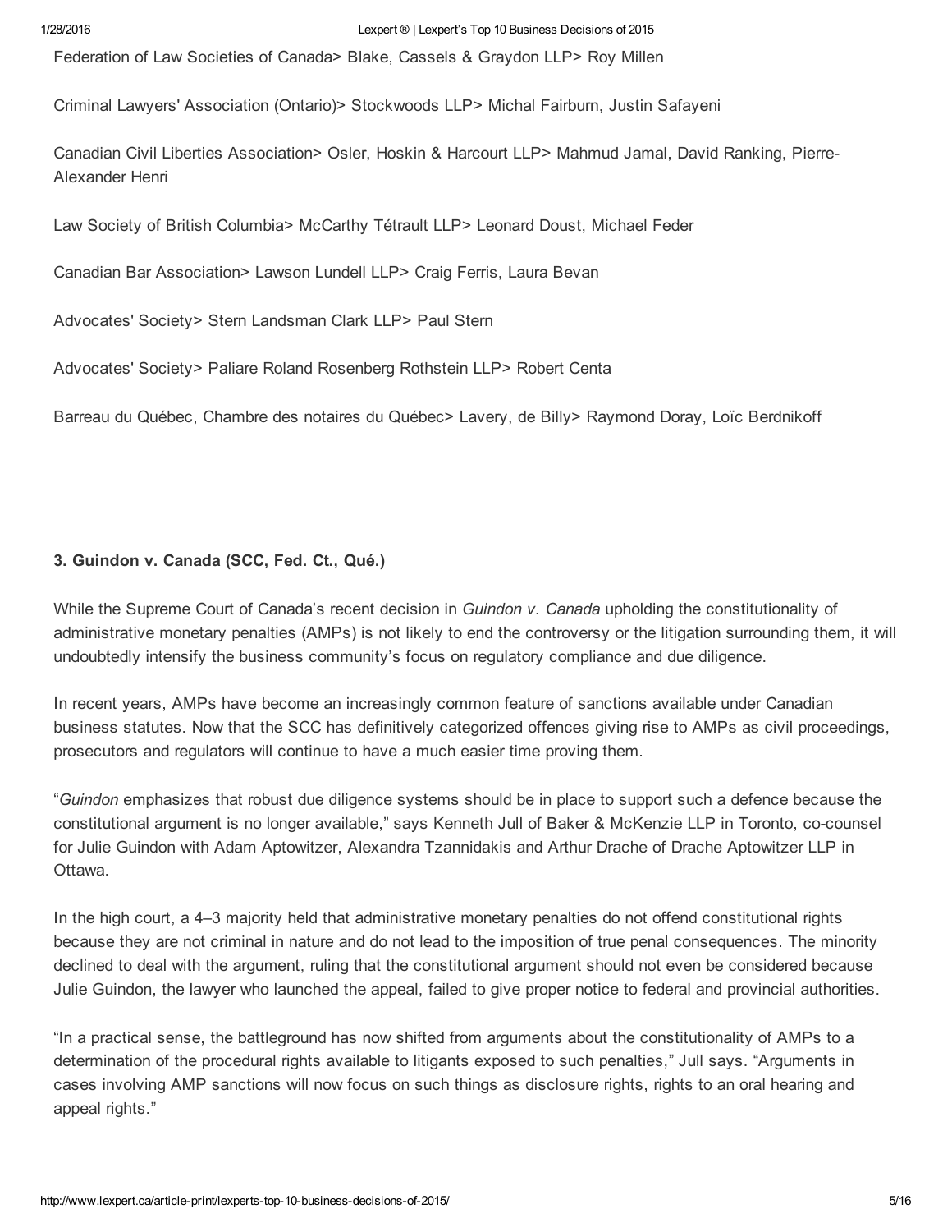Federation of Law Societies of Canada> Blake, Cassels & Graydon LLP> Roy Millen

Criminal Lawyers' Association (Ontario)> Stockwoods LLP> Michal Fairburn, Justin Safayeni

Canadian Civil Liberties Association> Osler, Hoskin & Harcourt LLP> Mahmud Jamal, David Ranking, Pierre-Alexander Henri

Law Society of British Columbia> McCarthy Tétrault LLP> Leonard Doust, Michael Feder

Canadian Bar Association> Lawson Lundell LLP> Craig Ferris, Laura Bevan

Advocates' Society> Stern Landsman Clark LLP> Paul Stern

Advocates' Society> Paliare Roland Rosenberg Rothstein LLP> Robert Centa

Barreau du Québec, Chambre des notaires du Québec> Lavery, de Billy> Raymond Doray, Loïc Berdnikoff

### 3. Guindon v. Canada (SCC, Fed. Ct., Qué.)

While the Supreme Court of Canada's recent decision in *Guindon v. Canada* upholding the constitutionality of administrative monetary penalties (AMPs) is not likely to end the controversy or the litigation surrounding them, it will undoubtedly intensify the business community's focus on regulatory compliance and due diligence.

In recent years, AMPs have become an increasingly common feature of sanctions available under Canadian business statutes. Now that the SCC has definitively categorized offences giving rise to AMPs as civil proceedings, prosecutors and regulators will continue to have a much easier time proving them.

"*Guindon* emphasizes that robust due diligence systems should be in place to support such a defence because the constitutional argument is no longer available," says Kenneth Jull of Baker & McKenzie LLP in Toronto, co-counsel for Julie Guindon with Adam Aptowitzer, Alexandra Tzannidakis and Arthur Drache of Drache Aptowitzer LLP in Ottawa.

In the high court, a 4–3 majority held that administrative monetary penalties do not offend constitutional rights because they are not criminal in nature and do not lead to the imposition of true penal consequences. The minority declined to deal with the argument, ruling that the constitutional argument should not even be considered because Julie Guindon, the lawyer who launched the appeal, failed to give proper notice to federal and provincial authorities.

"In a practical sense, the battleground has now shifted from arguments about the constitutionality of AMPs to a determination of the procedural rights available to litigants exposed to such penalties," Jull says. "Arguments in cases involving AMP sanctions will now focus on such things as disclosure rights, rights to an oral hearing and appeal rights."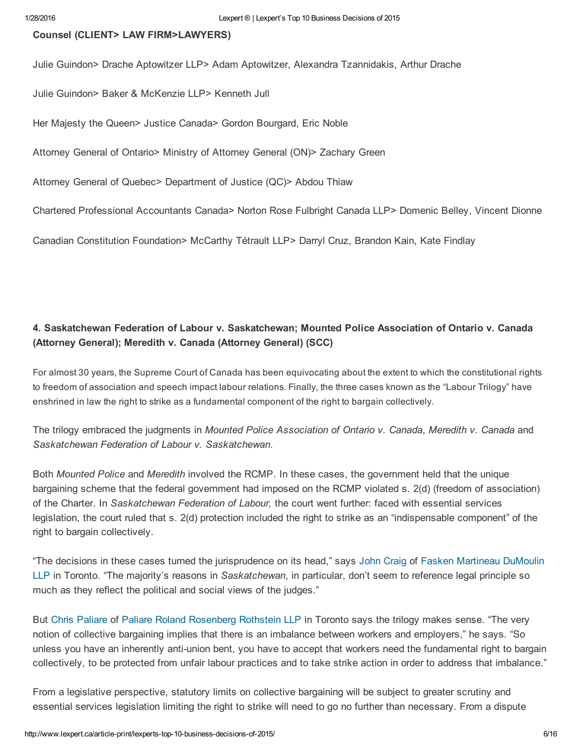**Counsel (CLIENT> LAW FIRM>LAWYERS)**

Julie Guindon> Drache Aptowitzer LLP> Adam Aptowitzer, Alexandra Tzannidakis, Arthur Drache

Julie Guindon> Baker & McKenzie LLP> Kenneth Jull

Her Majesty the Queen> Justice Canada> Gordon Bourgard, Eric Noble

Attorney General of Ontario> Ministry of Attorney General (ON)> Zachary Green

Attorney General of Quebec> Department of Justice (QC)> Abdou Thiaw

Chartered Professional Accountants Canada> Norton Rose Fulbright Canada LLP> Domenic Belley, Vincent Dionne

Canadian Constitution Foundation> McCarthy Tétrault LLP> Darryl Cruz, Brandon Kain, Kate Findlay

### 4. Saskatchewan Federation of Labour v. Saskatchewan; Mounted Police Association of Ontario v. Canada (Attorney General); Meredith v. Canada (Attorney General) (SCC)

For almost 30 years, the Supreme Court of Canada has been equivocating about the extent to which the constitutional rights to freedom of association and speech impact labour relations. Finally, the three cases known as the "Labour Trilogy" have enshrined in law the right to strike as a fundamental component of the right to bargain collectively.

The trilogy embraced the judgments in *Mounted Police Association of Ontario v. Canada*, *Meredith v. Canada* and *Saskatchewan Federation of Labour v. Saskatchewan*.

Both *Mounted Police* and *Meredith* involved the RCMP. In these cases, the government held that the unique bargaining scheme that the federal government had imposed on the RCMP violated s. 2(d) (freedom of association) of the Charter. In *Saskatchewan Federation of Labour,* the court went further: faced with essential services legislation, the court ruled that s. 2(d) protection included the right to strike as an "indispensable component" of the right to bargain collectively.

"The decisions in these cases turned the jurisprudence on its head," says John Craig of Fasken Martineau DuMoulin LLP in Toronto. "The majority's reasons in *Saskatchewan*, in particular, don't seem to reference legal principle so much as they reflect the political and social views of the judges."

But Chris Paliare of Paliare Roland Rosenberg Rothstein LLP in Toronto says the trilogy makes sense. "The very notion of collective bargaining implies that there is an imbalance between workers and employers," he says. "So unless you have an inherently anti-union bent, you have to accept that workers need the fundamental right to bargain collectively, to be protected from unfair labour practices and to take strike action in order to address that imbalance."

From a legislative perspective, statutory limits on collective bargaining will be subject to greater scrutiny and essential services legislation limiting the right to strike will need to go no further than necessary. From a dispute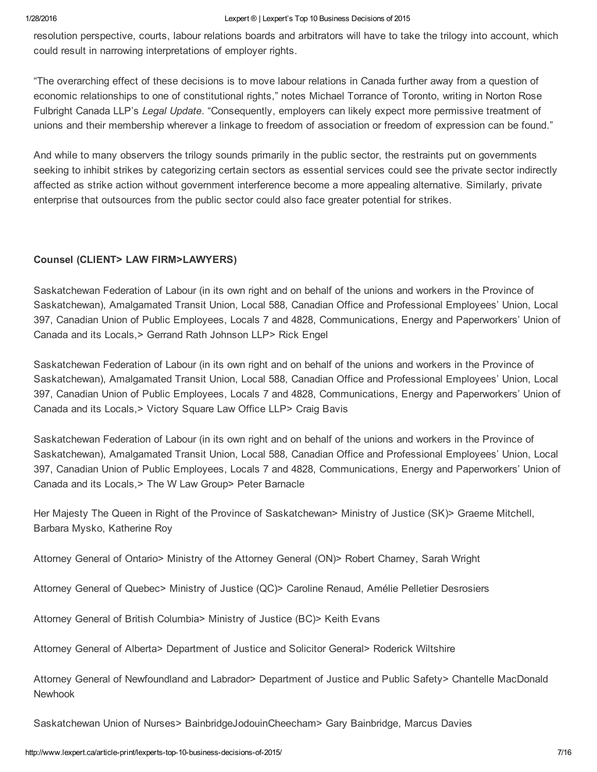resolution perspective, courts, labour relations boards and arbitrators will have to take the trilogy into account, which could result in narrowing interpretations of employer rights.

"The overarching effect of these decisions is to move labour relations in Canada further away from a question of economic relationships to one of constitutional rights," notes Michael Torrance of Toronto, writing in Norton Rose Fulbright Canada LLP's *Legal Update*. "Consequently, employers can likely expect more permissive treatment of unions and their membership wherever a linkage to freedom of association or freedom of expression can be found."

And while to many observers the trilogy sounds primarily in the public sector, the restraints put on governments seeking to inhibit strikes by categorizing certain sectors as essential services could see the private sector indirectly affected as strike action without government interference become a more appealing alternative. Similarly, private enterprise that outsources from the public sector could also face greater potential for strikes.

**Counsel (CLIENT> LAW FIRM>LAWYERS)**

Saskatchewan Federation of Labour (in its own right and on behalf of the unions and workers in the Province of Saskatchewan), Amalgamated Transit Union, Local 588, Canadian Office and Professional Employees' Union, Local 397, Canadian Union of Public Employees, Locals 7 and 4828, Communications, Energy and Paperworkers' Union of Canada and its Locals,> Gerrand Rath Johnson LLP> Rick Engel

Saskatchewan Federation of Labour (in its own right and on behalf of the unions and workers in the Province of Saskatchewan), Amalgamated Transit Union, Local 588, Canadian Office and Professional Employees' Union, Local 397, Canadian Union of Public Employees, Locals 7 and 4828, Communications, Energy and Paperworkers' Union of Canada and its Locals,> Victory Square Law Office LLP> Craig Bavis

Saskatchewan Federation of Labour (in its own right and on behalf of the unions and workers in the Province of Saskatchewan), Amalgamated Transit Union, Local 588, Canadian Office and Professional Employees' Union, Local 397, Canadian Union of Public Employees, Locals 7 and 4828, Communications, Energy and Paperworkers' Union of Canada and its Locals,> The W Law Group> Peter Barnacle

Her Majesty The Queen in Right of the Province of Saskatchewan> Ministry of Justice (SK)> Graeme Mitchell, Barbara Mysko, Katherine Roy

Attorney General of Ontario> Ministry of the Attorney General (ON)> Robert Charney, Sarah Wright

Attorney General of Quebec> Ministry of Justice (QC)> Caroline Renaud, Amélie Pelletier Desrosiers

Attorney General of British Columbia> Ministry of Justice (BC)> Keith Evans

Attorney General of Alberta> Department of Justice and Solicitor General> Roderick Wiltshire

Attorney General of Newfoundland and Labrador> Department of Justice and Public Safety> Chantelle MacDonald Newhook

Saskatchewan Union of Nurses> BainbridgeJodouinCheecham> Gary Bainbridge, Marcus Davies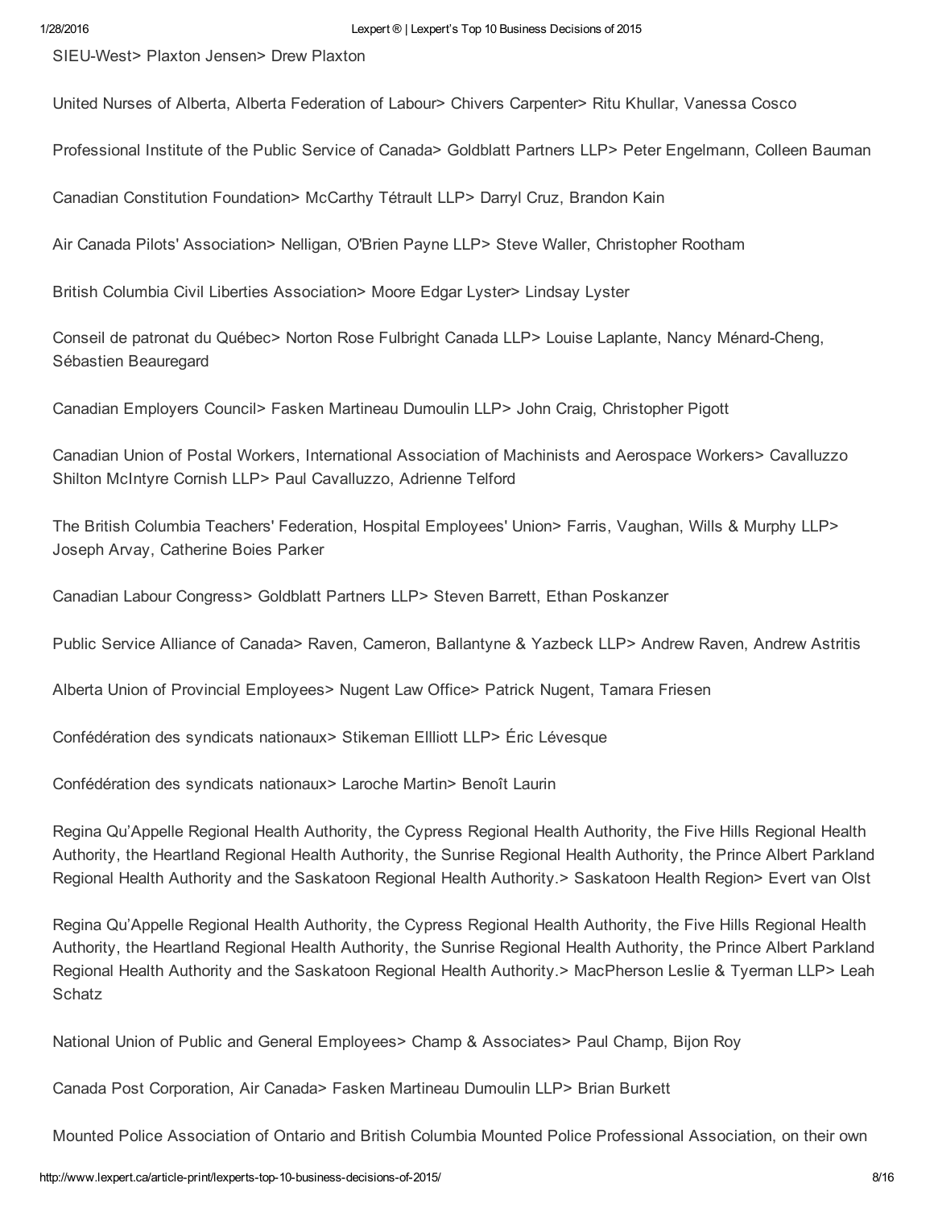SIEU-West> Plaxton Jensen> Drew Plaxton

United Nurses of Alberta, Alberta Federation of Labour> Chivers Carpenter> Ritu Khullar, Vanessa Cosco

Professional Institute of the Public Service of Canada> Goldblatt Partners LLP> Peter Engelmann, Colleen Bauman

Canadian Constitution Foundation> McCarthy Tétrault LLP> Darryl Cruz, Brandon Kain

Air Canada Pilots' Association> Nelligan, O'Brien Payne LLP> Steve Waller, Christopher Rootham

British Columbia Civil Liberties Association> Moore Edgar Lyster> Lindsay Lyster

Conseil de patronat du Québec> Norton Rose Fulbright Canada LLP> Louise Laplante, Nancy Ménard-Cheng, Sébastien Beauregard

Canadian Employers Council> Fasken Martineau Dumoulin LLP> John Craig, Christopher Pigott

Canadian Union of Postal Workers, International Association of Machinists and Aerospace Workers> Cavalluzzo Shilton McIntyre Cornish LLP> Paul Cavalluzzo, Adrienne Telford

The British Columbia Teachers' Federation, Hospital Employees' Union> Farris, Vaughan, Wills & Murphy LLP> Joseph Arvay, Catherine Boies Parker

Canadian Labour Congress> Goldblatt Partners LLP> Steven Barrett, Ethan Poskanzer

Public Service Alliance of Canada> Raven, Cameron, Ballantyne & Yazbeck LLP> Andrew Raven, Andrew Astritis

Alberta Union of Provincial Employees> Nugent Law Office> Patrick Nugent, Tamara Friesen

Confédération des syndicats nationaux> Stikeman Ellliott LLP> Éric Lévesque

Confédération des syndicats nationaux> Laroche Martin> Benoît Laurin

Regina Qu'Appelle Regional Health Authority, the Cypress Regional Health Authority, the Five Hills Regional Health Authority, the Heartland Regional Health Authority, the Sunrise Regional Health Authority, the Prince Albert Parkland Regional Health Authority and the Saskatoon Regional Health Authority.> Saskatoon Health Region> Evert van Olst

Regina Qu'Appelle Regional Health Authority, the Cypress Regional Health Authority, the Five Hills Regional Health Authority, the Heartland Regional Health Authority, the Sunrise Regional Health Authority, the Prince Albert Parkland Regional Health Authority and the Saskatoon Regional Health Authority.> MacPherson Leslie & Tyerman LLP> Leah Schatz

National Union of Public and General Employees> Champ & Associates> Paul Champ, Bijon Roy

Canada Post Corporation, Air Canada> Fasken Martineau Dumoulin LLP> Brian Burkett

Mounted Police Association of Ontario and British Columbia Mounted Police Professional Association, on their own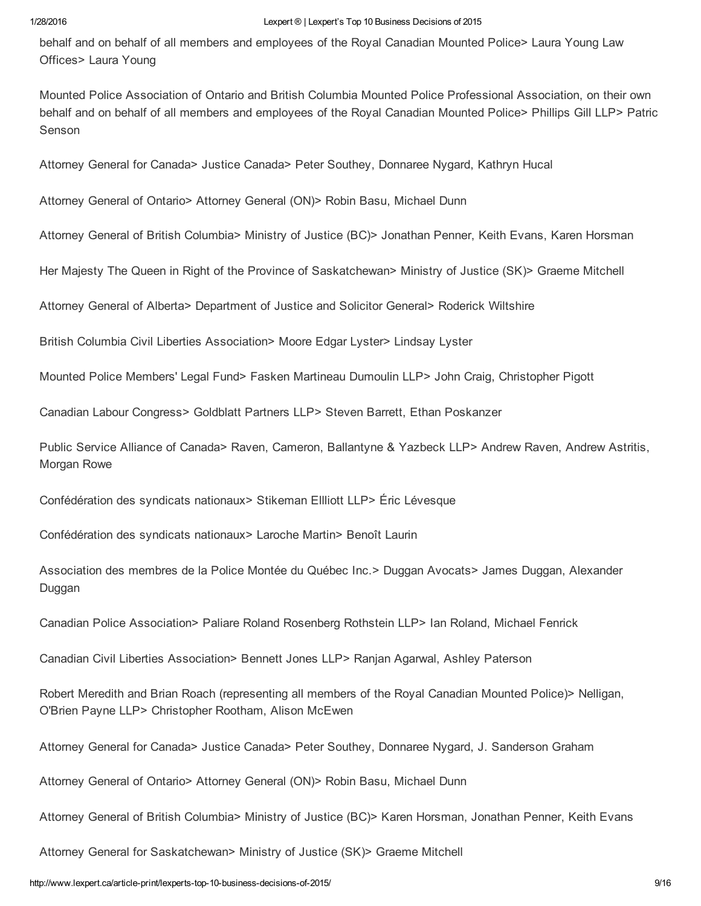behalf and on behalf of all members and employees of the Royal Canadian Mounted Police> Laura Young Law Offices> Laura Young

Mounted Police Association of Ontario and British Columbia Mounted Police Professional Association, on their own behalf and on behalf of all members and employees of the Royal Canadian Mounted Police> Phillips Gill LLP> Patric Senson

Attorney General for Canada> Justice Canada> Peter Southey, Donnaree Nygard, Kathryn Hucal

Attorney General of Ontario> Attorney General (ON)> Robin Basu, Michael Dunn

Attorney General of British Columbia> Ministry of Justice (BC)> Jonathan Penner, Keith Evans, Karen Horsman

Her Majesty The Queen in Right of the Province of Saskatchewan> Ministry of Justice (SK)> Graeme Mitchell

Attorney General of Alberta> Department of Justice and Solicitor General> Roderick Wiltshire

British Columbia Civil Liberties Association> Moore Edgar Lyster> Lindsay Lyster

Mounted Police Members' Legal Fund> Fasken Martineau Dumoulin LLP> John Craig, Christopher Pigott

Canadian Labour Congress> Goldblatt Partners LLP> Steven Barrett, Ethan Poskanzer

Public Service Alliance of Canada> Raven, Cameron, Ballantyne & Yazbeck LLP> Andrew Raven, Andrew Astritis, Morgan Rowe

Confédération des syndicats nationaux> Stikeman Ellliott LLP> Éric Lévesque

Confédération des syndicats nationaux> Laroche Martin> Benoît Laurin

Association des membres de la Police Montée du Québec Inc.> Duggan Avocats> James Duggan, Alexander Duggan

Canadian Police Association> Paliare Roland Rosenberg Rothstein LLP> Ian Roland, Michael Fenrick

Canadian Civil Liberties Association> Bennett Jones LLP> Ranjan Agarwal, Ashley Paterson

Robert Meredith and Brian Roach (representing all members of the Royal Canadian Mounted Police)> Nelligan, O'Brien Payne LLP> Christopher Rootham, Alison McEwen

Attorney General for Canada> Justice Canada> Peter Southey, Donnaree Nygard, J. Sanderson Graham

Attorney General of Ontario> Attorney General (ON)> Robin Basu, Michael Dunn

Attorney General of British Columbia> Ministry of Justice (BC)> Karen Horsman, Jonathan Penner, Keith Evans

Attorney General for Saskatchewan> Ministry of Justice (SK)> Graeme Mitchell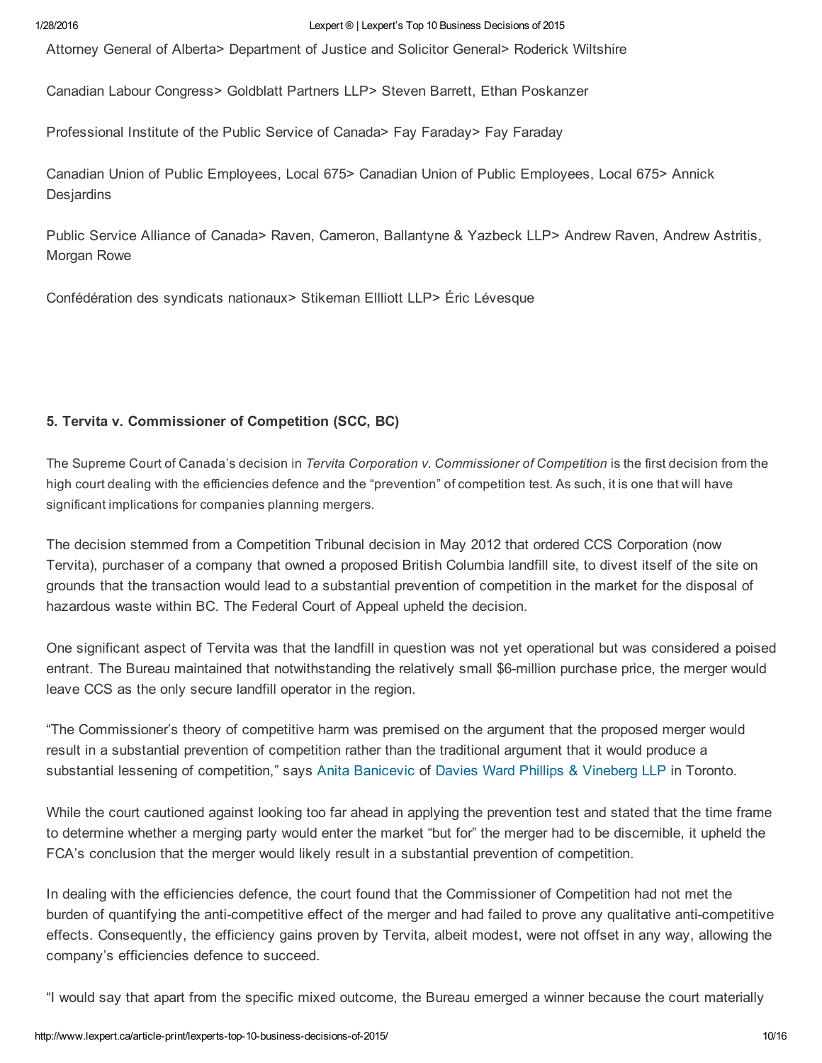Attorney General of Alberta> Department of Justice and Solicitor General> Roderick Wiltshire

Canadian Labour Congress> Goldblatt Partners LLP> Steven Barrett, Ethan Poskanzer

Professional Institute of the Public Service of Canada> Fay Faraday> Fay Faraday

Canadian Union of Public Employees, Local 675> Canadian Union of Public Employees, Local 675> Annick Desjardins

Public Service Alliance of Canada> Raven, Cameron, Ballantyne & Yazbeck LLP> Andrew Raven, Andrew Astritis, Morgan Rowe

Confédération des syndicats nationaux> Stikeman Ellliott LLP> Éric Lévesque

### 5. Tervita v. Commissioner of Competition (SCC, BC)

The Supreme Court of Canada's decision in *Tervita Corporation v. Commissioner of Competition* is the first decision from the high court dealing with the efficiencies defence and the "prevention" of competition test. As such, it is one that will have significant implications for companies planning mergers.

The decision stemmed from a Competition Tribunal decision in May 2012 that ordered CCS Corporation (now Tervita), purchaser of a company that owned a proposed British Columbia landfill site, to divest itself of the site on grounds that the transaction would lead to a substantial prevention of competition in the market for the disposal of hazardous waste within BC. The Federal Court of Appeal upheld the decision.

One significant aspect of Tervita was that the landfill in question was not yet operational but was considered a poised entrant. The Bureau maintained that notwithstanding the relatively small $6-million purchase price, the merger would leave CCS as the only secure landfill operator in the region.

"The Commissioner's theory of competitive harm was premised on the argument that the proposed merger would result in a substantial prevention of competition rather than the traditional argument that it would produce a substantial lessening of competition," says Anita Banicevic of Davies Ward Phillips & Vineberg LLP in Toronto.

While the court cautioned against looking too far ahead in applying the prevention test and stated that the time frame to determine whether a merging party would enter the market "but for" the merger had to be discernible, it upheld the FCA's conclusion that the merger would likely result in a substantial prevention of competition.

In dealing with the efficiencies defence, the court found that the Commissioner of Competition had not met the burden of quantifying the anti-competitive effect of the merger and had failed to prove any qualitative anti-competitive effects. Consequently, the efficiency gains proven by Tervita, albeit modest, were not offset in any way, allowing the company's efficiencies defence to succeed.

"I would say that apart from the specific mixed outcome, the Bureau emerged a winner because the court materially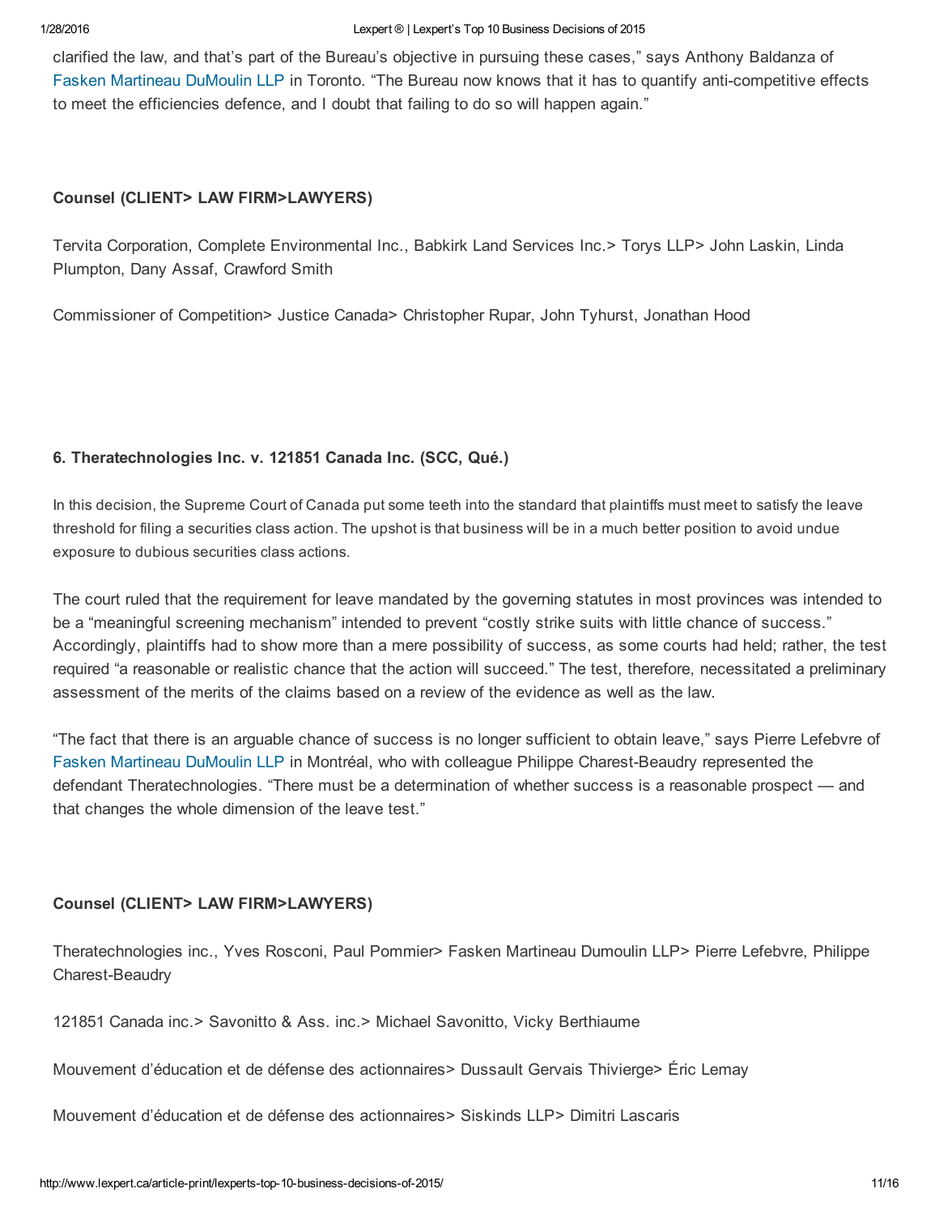clarified the law, and that's part of the Bureau's objective in pursuing these cases," says Anthony Baldanza of Fasken Martineau DuMoulin LLP in Toronto. "The Bureau now knows that it has to quantify anti-competitive effects to meet the efficiencies defence, and I doubt that failing to do so will happen again."

**Counsel (CLIENT> LAW FIRM>LAWYERS)**

Tervita Corporation, Complete Environmental Inc., Babkirk Land Services Inc.> Torys LLP> John Laskin, Linda Plumpton, Dany Assaf, Crawford Smith

Commissioner of Competition> Justice Canada> Christopher Rupar, John Tyhurst, Jonathan Hood

### 6. Theratechnologies Inc. v. 121851 Canada Inc. (SCC, Qué.)

In this decision, the Supreme Court of Canada put some teeth into the standard that plaintiffs must meet to satisfy the leave threshold for filing a securities class action. The upshot is that business will be in a much better position to avoid undue exposure to dubious securities class actions.

The court ruled that the requirement for leave mandated by the governing statutes in most provinces was intended to be a "meaningful screening mechanism" intended to prevent "costly strike suits with little chance of success." Accordingly, plaintiffs had to show more than a mere possibility of success, as some courts had held; rather, the test required "a reasonable or realistic chance that the action will succeed." The test, therefore, necessitated a preliminary assessment of the merits of the claims based on a review of the evidence as well as the law.

"The fact that there is an arguable chance of success is no longer sufficient to obtain leave," says Pierre Lefebvre of Fasken Martineau DuMoulin LLP in Montréal, who with colleague Philippe Charest-Beaudry represented the defendant Theratechnologies. "There must be a determination of whether success is a reasonable prospect — and that changes the whole dimension of the leave test."

**Counsel (CLIENT> LAW FIRM>LAWYERS)**

Theratechnologies inc., Yves Rosconi, Paul Pommier> Fasken Martineau Dumoulin LLP> Pierre Lefebvre, Philippe Charest-Beaudry

121851 Canada inc.> Savonitto & Ass. inc.> Michael Savonitto, Vicky Berthiaume

Mouvement d'éducation et de défense des actionnaires> Dussault Gervais Thivierge> Éric Lemay

Mouvement d'éducation et de défense des actionnaires> Siskinds LLP> Dimitri Lascaris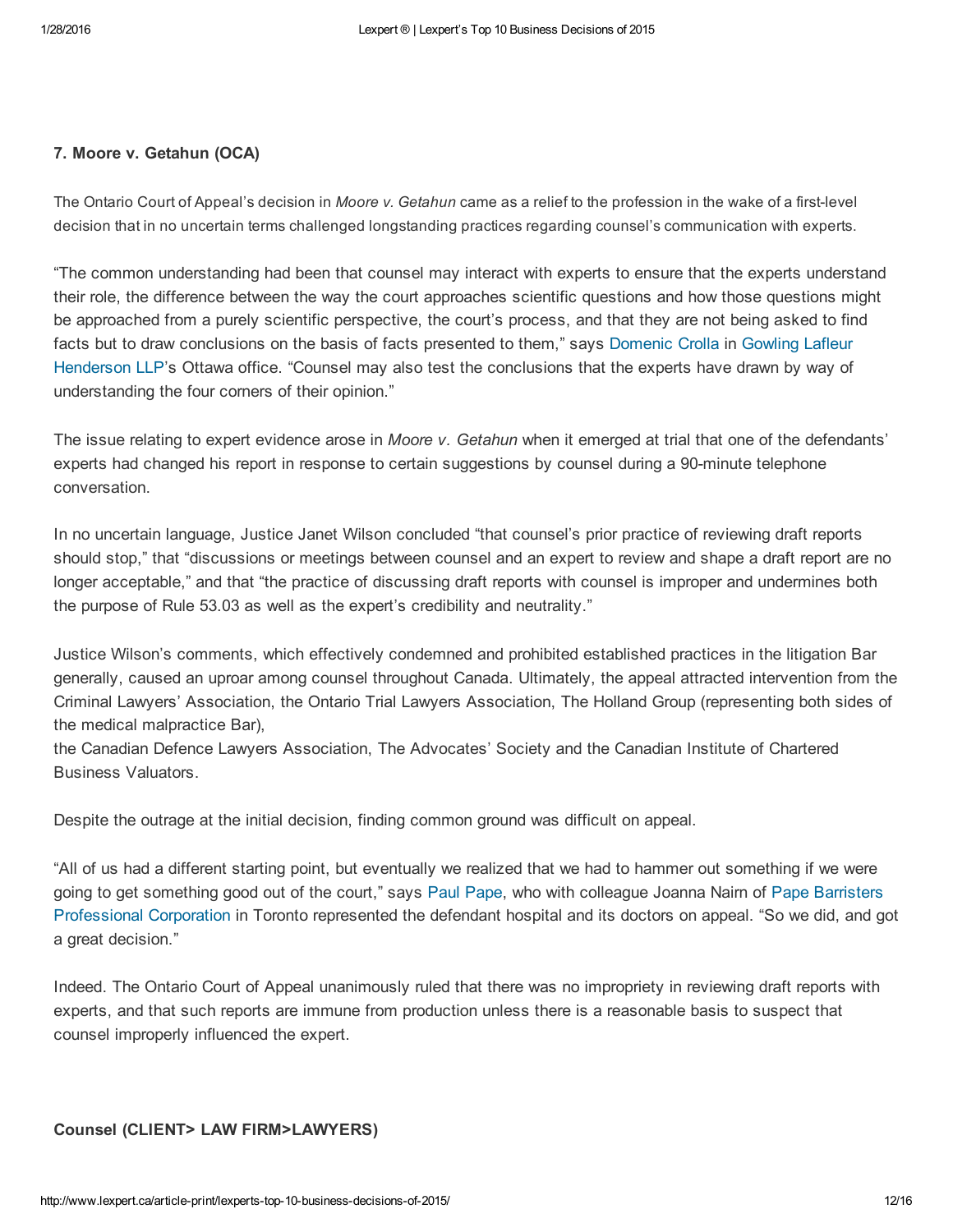### 7. Moore v. Getahun (OCA)

The Ontario Court of Appeal's decision in *Moore v. Getahun* came as a relief to the profession in the wake of a first-level decision that in no uncertain terms challenged longstanding practices regarding counsel's communication with experts.

"The common understanding had been that counsel may interact with experts to ensure that the experts understand their role, the difference between the way the court approaches scientific questions and how those questions might be approached from a purely scientific perspective, the court's process, and that they are not being asked to find facts but to draw conclusions on the basis of facts presented to them," says Domenic Crolla in Gowling Lafleur Henderson LLP's Ottawa office. "Counsel may also test the conclusions that the experts have drawn by way of understanding the four corners of their opinion."

The issue relating to expert evidence arose in *Moore v. Getahun* when it emerged at trial that one of the defendants' experts had changed his report in response to certain suggestions by counsel during a 90-minute telephone conversation.

In no uncertain language, Justice Janet Wilson concluded "that counsel's prior practice of reviewing draft reports should stop," that "discussions or meetings between counsel and an expert to review and shape a draft report are no longer acceptable," and that "the practice of discussing draft reports with counsel is improper and undermines both the purpose of Rule 53.03 as well as the expert's credibility and neutrality."

Justice Wilson's comments, which effectively condemned and prohibited established practices in the litigation Bar generally, caused an uproar among counsel throughout Canada. Ultimately, the appeal attracted intervention from the Criminal Lawyers' Association, the Ontario Trial Lawyers Association, The Holland Group (representing both sides of the medical malpractice Bar),
the Canadian Defence Lawyers Association, The Advocates' Society and the Canadian Institute of Chartered Business Valuators.

Despite the outrage at the initial decision, finding common ground was difficult on appeal.

"All of us had a different starting point, but eventually we realized that we had to hammer out something if we were going to get something good out of the court," says Paul Pape, who with colleague Joanna Nairn of Pape Barristers Professional Corporation in Toronto represented the defendant hospital and its doctors on appeal. "So we did, and got a great decision."

Indeed. The Ontario Court of Appeal unanimously ruled that there was no impropriety in reviewing draft reports with experts, and that such reports are immune from production unless there is a reasonable basis to suspect that counsel improperly influenced the expert.

**Counsel (CLIENT> LAW FIRM>LAWYERS)**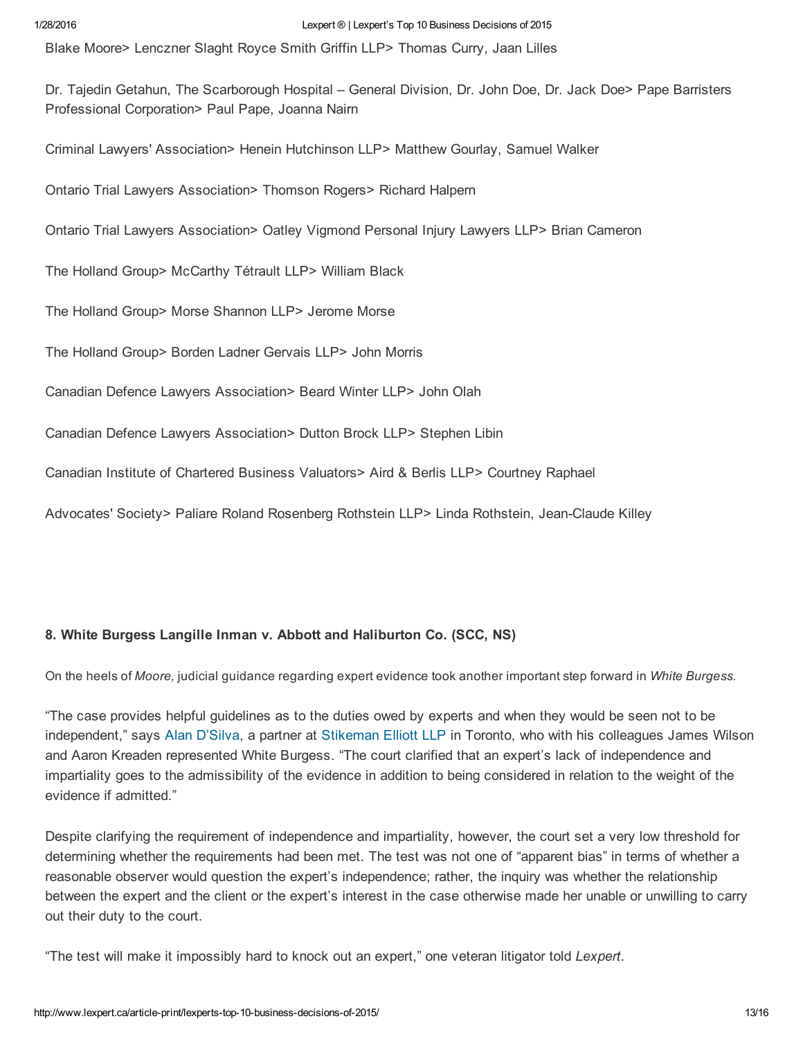Blake Moore> Lenczner Slaght Royce Smith Griffin LLP> Thomas Curry, Jaan Lilles

Dr. Tajedin Getahun, The Scarborough Hospital – General Division, Dr. John Doe, Dr. Jack Doe> Pape Barristers Professional Corporation> Paul Pape, Joanna Nairn

Criminal Lawyers' Association> Henein Hutchinson LLP> Matthew Gourlay, Samuel Walker

Ontario Trial Lawyers Association> Thomson Rogers> Richard Halpern

Ontario Trial Lawyers Association> Oatley Vigmond Personal Injury Lawyers LLP> Brian Cameron

The Holland Group> McCarthy Tétrault LLP> William Black

The Holland Group> Morse Shannon LLP> Jerome Morse

The Holland Group> Borden Ladner Gervais LLP> John Morris

Canadian Defence Lawyers Association> Beard Winter LLP> John Olah

Canadian Defence Lawyers Association> Dutton Brock LLP> Stephen Libin

Canadian Institute of Chartered Business Valuators> Aird & Berlis LLP> Courtney Raphael

Advocates' Society> Paliare Roland Rosenberg Rothstein LLP> Linda Rothstein, Jean-Claude Killey

### 8. White Burgess Langille Inman v. Abbott and Haliburton Co. (SCC, NS)

On the heels of *Moore,* judicial guidance regarding expert evidence took another important step forward in *White Burgess.*

"The case provides helpful guidelines as to the duties owed by experts and when they would be seen not to be independent," says Alan D'Silva, a partner at Stikeman Elliott LLP in Toronto, who with his colleagues James Wilson and Aaron Kreaden represented White Burgess. "The court clarified that an expert's lack of independence and impartiality goes to the admissibility of the evidence in addition to being considered in relation to the weight of the evidence if admitted."

Despite clarifying the requirement of independence and impartiality, however, the court set a very low threshold for determining whether the requirements had been met. The test was not one of "apparent bias" in terms of whether a reasonable observer would question the expert's independence; rather, the inquiry was whether the relationship between the expert and the client or the expert's interest in the case otherwise made her unable or unwilling to carry out their duty to the court.

"The test will make it impossibly hard to knock out an expert," one veteran litigator told *Lexpert*.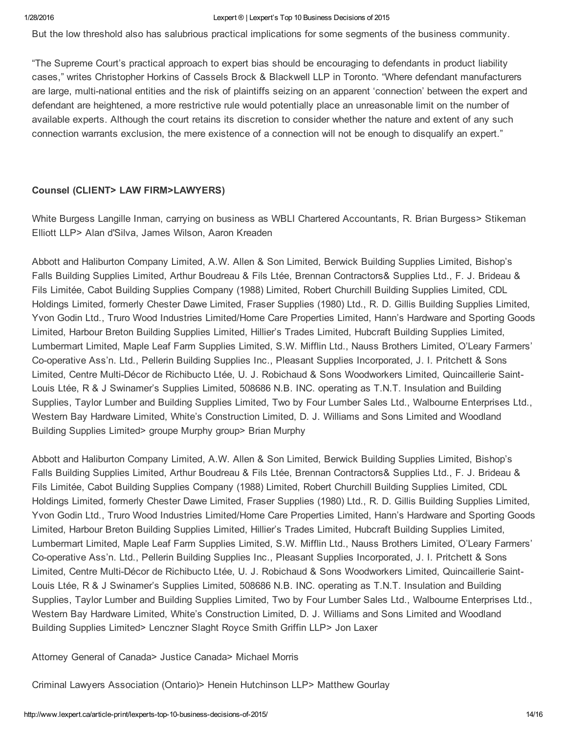But the low threshold also has salubrious practical implications for some segments of the business community.

"The Supreme Court's practical approach to expert bias should be encouraging to defendants in product liability cases," writes Christopher Horkins of Cassels Brock & Blackwell LLP in Toronto. "Where defendant manufacturers are large, multi-national entities and the risk of plaintiffs seizing on an apparent 'connection' between the expert and defendant are heightened, a more restrictive rule would potentially place an unreasonable limit on the number of available experts. Although the court retains its discretion to consider whether the nature and extent of any such connection warrants exclusion, the mere existence of a connection will not be enough to disqualify an expert."

**Counsel (CLIENT> LAW FIRM>LAWYERS)**

White Burgess Langille Inman, carrying on business as WBLI Chartered Accountants, R. Brian Burgess> Stikeman Elliott LLP> Alan d'Silva, James Wilson, Aaron Kreaden

Abbott and Haliburton Company Limited, A.W. Allen & Son Limited, Berwick Building Supplies Limited, Bishop's Falls Building Supplies Limited, Arthur Boudreau & Fils Ltée, Brennan Contractors& Supplies Ltd., F. J. Brideau & Fils Limitée, Cabot Building Supplies Company (1988) Limited, Robert Churchill Building Supplies Limited, CDL Holdings Limited, formerly Chester Dawe Limited, Fraser Supplies (1980) Ltd., R. D. Gillis Building Supplies Limited, Yvon Godin Ltd., Truro Wood Industries Limited/Home Care Properties Limited, Hann's Hardware and Sporting Goods Limited, Harbour Breton Building Supplies Limited, Hillier's Trades Limited, Hubcraft Building Supplies Limited, Lumbermart Limited, Maple Leaf Farm Supplies Limited, S.W. Mifflin Ltd., Nauss Brothers Limited, O'Leary Farmers' Co-operative Ass'n. Ltd., Pellerin Building Supplies Inc., Pleasant Supplies Incorporated, J. I. Pritchett & Sons Limited, Centre Multi-Décor de Richibucto Ltée, U. J. Robichaud & Sons Woodworkers Limited, Quincaillerie Saint-Louis Ltée, R & J Swinamer's Supplies Limited, 508686 N.B. INC. operating as T.N.T. Insulation and Building Supplies, Taylor Lumber and Building Supplies Limited, Two by Four Lumber Sales Ltd., Walbourne Enterprises Ltd., Western Bay Hardware Limited, White's Construction Limited, D. J. Williams and Sons Limited and Woodland Building Supplies Limited> groupe Murphy group> Brian Murphy

Abbott and Haliburton Company Limited, A.W. Allen & Son Limited, Berwick Building Supplies Limited, Bishop's Falls Building Supplies Limited, Arthur Boudreau & Fils Ltée, Brennan Contractors& Supplies Ltd., F. J. Brideau & Fils Limitée, Cabot Building Supplies Company (1988) Limited, Robert Churchill Building Supplies Limited, CDL Holdings Limited, formerly Chester Dawe Limited, Fraser Supplies (1980) Ltd., R. D. Gillis Building Supplies Limited, Yvon Godin Ltd., Truro Wood Industries Limited/Home Care Properties Limited, Hann's Hardware and Sporting Goods Limited, Harbour Breton Building Supplies Limited, Hillier's Trades Limited, Hubcraft Building Supplies Limited, Lumbermart Limited, Maple Leaf Farm Supplies Limited, S.W. Mifflin Ltd., Nauss Brothers Limited, O'Leary Farmers' Co-operative Ass'n. Ltd., Pellerin Building Supplies Inc., Pleasant Supplies Incorporated, J. I. Pritchett & Sons Limited, Centre Multi-Décor de Richibucto Ltée, U. J. Robichaud & Sons Woodworkers Limited, Quincaillerie Saint-Louis Ltée, R & J Swinamer's Supplies Limited, 508686 N.B. INC. operating as T.N.T. Insulation and Building Supplies, Taylor Lumber and Building Supplies Limited, Two by Four Lumber Sales Ltd., Walbourne Enterprises Ltd., Western Bay Hardware Limited, White's Construction Limited, D. J. Williams and Sons Limited and Woodland Building Supplies Limited> Lenczner Slaght Royce Smith Griffin LLP> Jon Laxer

Attorney General of Canada> Justice Canada> Michael Morris

Criminal Lawyers Association (Ontario)> Henein Hutchinson LLP> Matthew Gourlay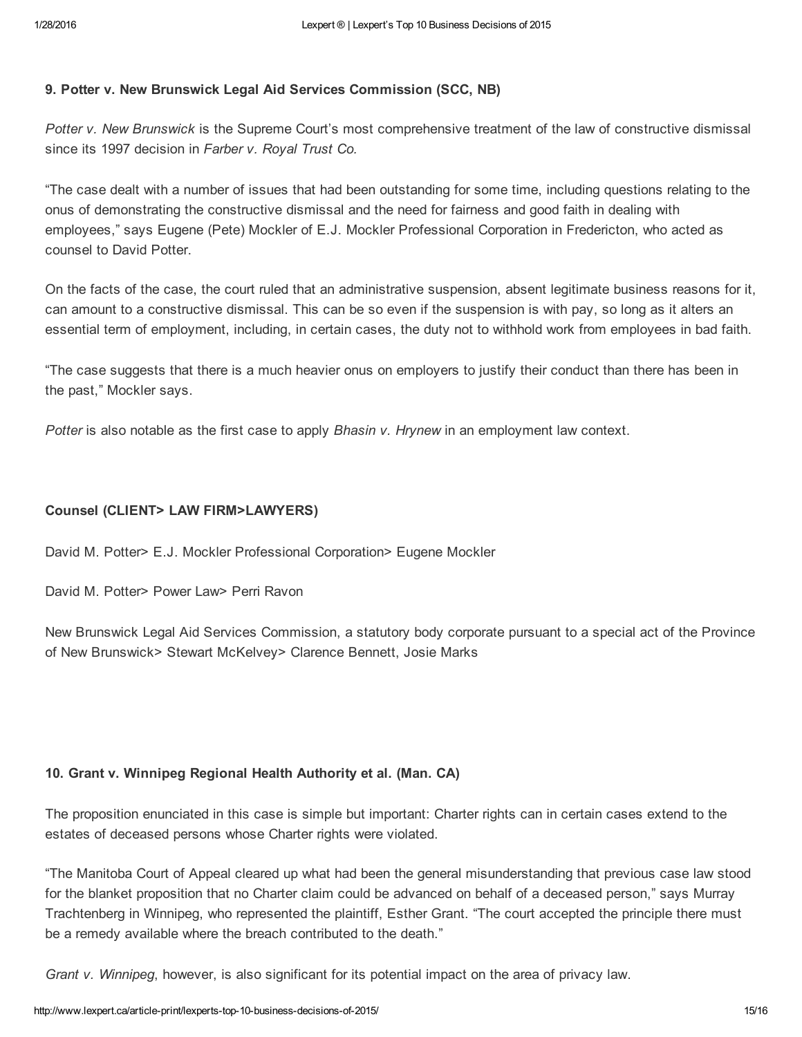### 9. Potter v. New Brunswick Legal Aid Services Commission (SCC, NB)

*Potter v. New Brunswick* is the Supreme Court's most comprehensive treatment of the law of constructive dismissal since its 1997 decision in *Farber v. Royal Trust Co.*

"The case dealt with a number of issues that had been outstanding for some time, including questions relating to the onus of demonstrating the constructive dismissal and the need for fairness and good faith in dealing with employees," says Eugene (Pete) Mockler of E.J. Mockler Professional Corporation in Fredericton, who acted as counsel to David Potter.

On the facts of the case, the court ruled that an administrative suspension, absent legitimate business reasons for it, can amount to a constructive dismissal. This can be so even if the suspension is with pay, so long as it alters an essential term of employment, including, in certain cases, the duty not to withhold work from employees in bad faith.

"The case suggests that there is a much heavier onus on employers to justify their conduct than there has been in the past," Mockler says.

*Potter* is also notable as the first case to apply *Bhasin v. Hrynew* in an employment law context.

#### Counsel (CLIENT> LAW FIRM>LAWYERS)

David M. Potter> E.J. Mockler Professional Corporation> Eugene Mockler

David M. Potter> Power Law> Perri Ravon

New Brunswick Legal Aid Services Commission, a statutory body corporate pursuant to a special act of the Province of New Brunswick> Stewart McKelvey> Clarence Bennett, Josie Marks

### 10. Grant v. Winnipeg Regional Health Authority et al. (Man. CA)

The proposition enunciated in this case is simple but important: Charter rights can in certain cases extend to the estates of deceased persons whose Charter rights were violated.

"The Manitoba Court of Appeal cleared up what had been the general misunderstanding that previous case law stood for the blanket proposition that no Charter claim could be advanced on behalf of a deceased person," says Murray Trachtenberg in Winnipeg, who represented the plaintiff, Esther Grant. "The court accepted the principle there must be a remedy available where the breach contributed to the death."

*Grant v. Winnipeg*, however, is also significant for its potential impact on the area of privacy law.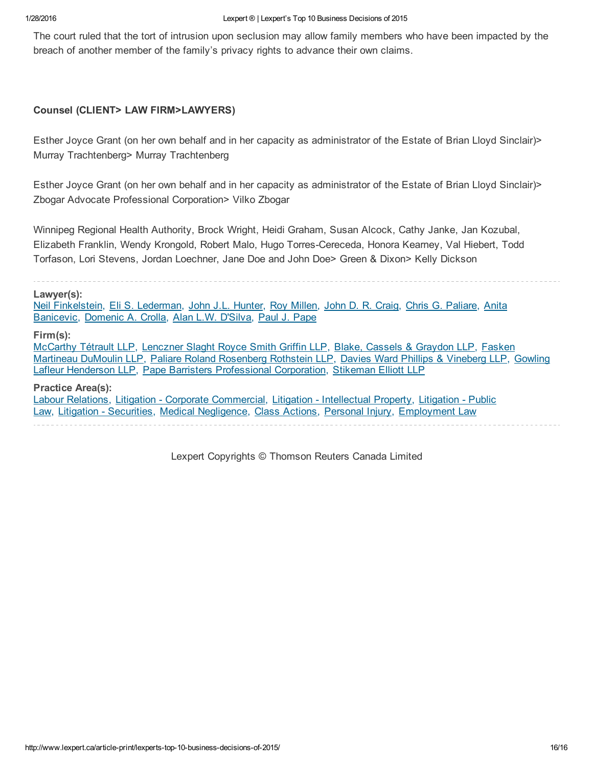The court ruled that the tort of intrusion upon seclusion may allow family members who have been impacted by the breach of another member of the family's privacy rights to advance their own claims.

**Counsel (CLIENT> LAW FIRM>LAWYERS)**

Esther Joyce Grant (on her own behalf and in her capacity as administrator of the Estate of Brian Lloyd Sinclair)> Murray Trachtenberg> Murray Trachtenberg

Esther Joyce Grant (on her own behalf and in her capacity as administrator of the Estate of Brian Lloyd Sinclair)> Zbogar Advocate Professional Corporation> Vilko Zbogar

Winnipeg Regional Health Authority, Brock Wright, Heidi Graham, Susan Alcock, Cathy Janke, Jan Kozubal, Elizabeth Franklin, Wendy Krongold, Robert Malo, Hugo Torres-Cereceda, Honora Kearney, Val Hiebert, Todd Torfason, Lori Stevens, Jordan Loechner, Jane Doe and John Doe> Green & Dixon> Kelly Dickson

---

**Lawyer(s):**
Neil Finkelstein, Eli S. Lederman, John J.L. Hunter, Roy Millen, John D. R. Craig, Chris G. Paliare, Anita Banicevic, Domenic A. Crolla, Alan L.W. D'Silva, Paul J. Pape

**Firm(s):**
McCarthy Tétrault LLP, Lenczner Slaght Royce Smith Griffin LLP, Blake, Cassels & Graydon LLP, Fasken Martineau DuMoulin LLP, Paliare Roland Rosenberg Rothstein LLP, Davies Ward Phillips & Vineberg LLP, Gowling Lafleur Henderson LLP, Pape Barristers Professional Corporation, Stikeman Elliott LLP

**Practice Area(s):**
Labour Relations, Litigation - Corporate Commercial, Litigation - Intellectual Property, Litigation - Public Law, Litigation - Securities, Medical Negligence, Class Actions, Personal Injury, Employment Law

---

Lexpert Copyrights © Thomson Reuters Canada Limited